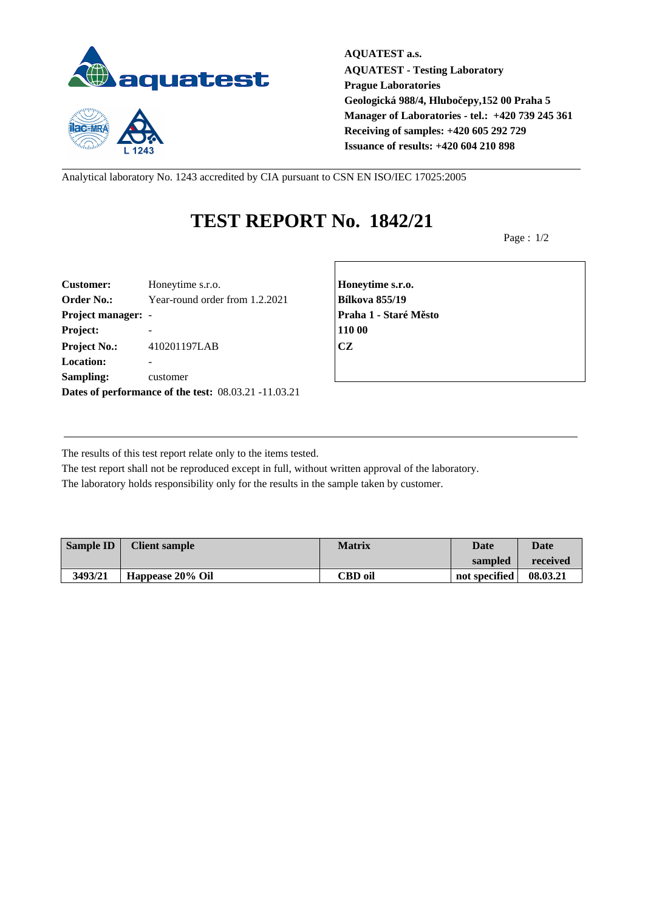**AQUATEST a.s.**
**AQUATEST - Testing Laboratory**
**Prague Laboratories**
**Geologická 988/4, Hlubočepy,152 00 Praha 5**
**Manager of Laboratories - tel.: +420 739 245 361**
**Receiving of samples: +420 605 292 729**
**Issuance of results: +420 604 210 898**

Analytical laboratory No. 1243 accredited by CIA pursuant to CSN EN ISO/IEC 17025:2005

# TEST REPORT No. 1842/21

Page : 1/2

**Customer:** Honeytime s.r.o.
**Order No.:** Year-round order from 1.2.2021
**Project manager:** -
**Project:** -
**Project No.:** 410201197LAB
**Location:** -
**Sampling:** customer
**Dates of performance of the test:** 08.03.21 -11.03.21

**Honeytime s.r.o.**
**Bílkova 855/19**
**Praha 1 - Staré Město**
**110 00**
**CZ**

The results of this test report relate only to the items tested.
The test report shall not be reproduced except in full, without written approval of the laboratory.
The laboratory holds responsibility only for the results in the sample taken by customer.

| Sample ID | Client sample | Matrix | Date sampled | Date received |
|---|---|---|---|---|
| **3493/21** | **Happease 20% Oil** | **CBD oil** | **not specified** | **08.03.21** |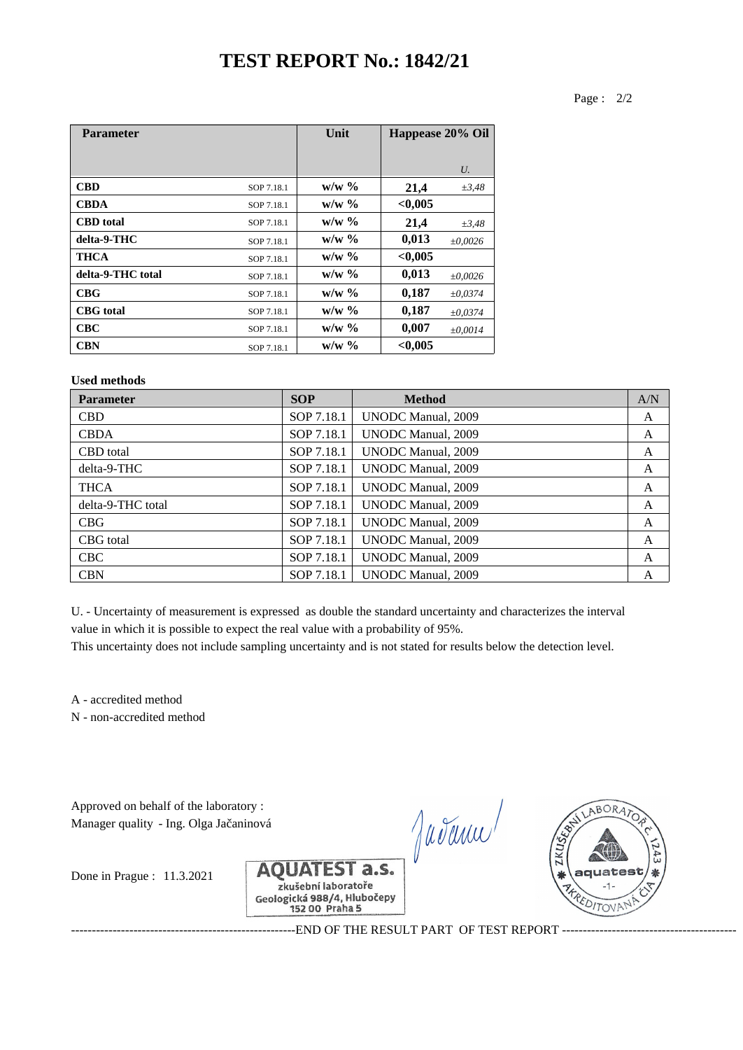# TEST REPORT No.: 1842/21

| Parameter | | Unit | Happease 20% Oil | |
|---|---|---|---|---|
| | | | | *U.* |
| **CBD** | SOP 7.18.1 | **w/w %** | **21,4** | *±3,48* |
| **CBDA** | SOP 7.18.1 | **w/w %** | **<0,005** | |
| **CBD total** | SOP 7.18.1 | **w/w %** | **21,4** | *±3,48* |
| **delta-9-THC** | SOP 7.18.1 | **w/w %** | **0,013** | *±0,0026* |
| **THCA** | SOP 7.18.1 | **w/w %** | **<0,005** | |
| **delta-9-THC total** | SOP 7.18.1 | **w/w %** | **0,013** | *±0,0026* |
| **CBG** | SOP 7.18.1 | **w/w %** | **0,187** | *±0,0374* |
| **CBG total** | SOP 7.18.1 | **w/w %** | **0,187** | *±0,0374* |
| **CBC** | SOP 7.18.1 | **w/w %** | **0,007** | *±0,0014* |
| **CBN** | SOP 7.18.1 | **w/w %** | **<0,005** | |

**Used methods**

| Parameter | SOP | Method | A/N |
|---|---|---|---|
| CBD | SOP 7.18.1 | UNODC Manual, 2009 | A |
| CBDA | SOP 7.18.1 | UNODC Manual, 2009 | A |
| CBD total | SOP 7.18.1 | UNODC Manual, 2009 | A |
| delta-9-THC | SOP 7.18.1 | UNODC Manual, 2009 | A |
| THCA | SOP 7.18.1 | UNODC Manual, 2009 | A |
| delta-9-THC total | SOP 7.18.1 | UNODC Manual, 2009 | A |
| CBG | SOP 7.18.1 | UNODC Manual, 2009 | A |
| CBG total | SOP 7.18.1 | UNODC Manual, 2009 | A |
| CBC | SOP 7.18.1 | UNODC Manual, 2009 | A |
| CBN | SOP 7.18.1 | UNODC Manual, 2009 | A |

U. - Uncertainty of measurement is expressed as double the standard uncertainty and characterizes the interval value in which it is possible to expect the real value with a probability of 95%.
This uncertainty does not include sampling uncertainty and is not stated for results below the detection level.

A - accredited method
N - non-accredited method

Approved on behalf of the laboratory :
Manager quality - Ing. Olga Jačaninová

Done in Prague : 11.3.2021

AQUATEST a.s.
zkušební laboratoře
Geologická 988/4, Hlubočepy
152 00 Praha 5

ZKUŠEBNÍ LABORATOŘ č. 1243
aquatest
-1-
AKREDITOVANÁ ČIA

--------------------END OF THE RESULT PART OF TEST REPORT --------------------